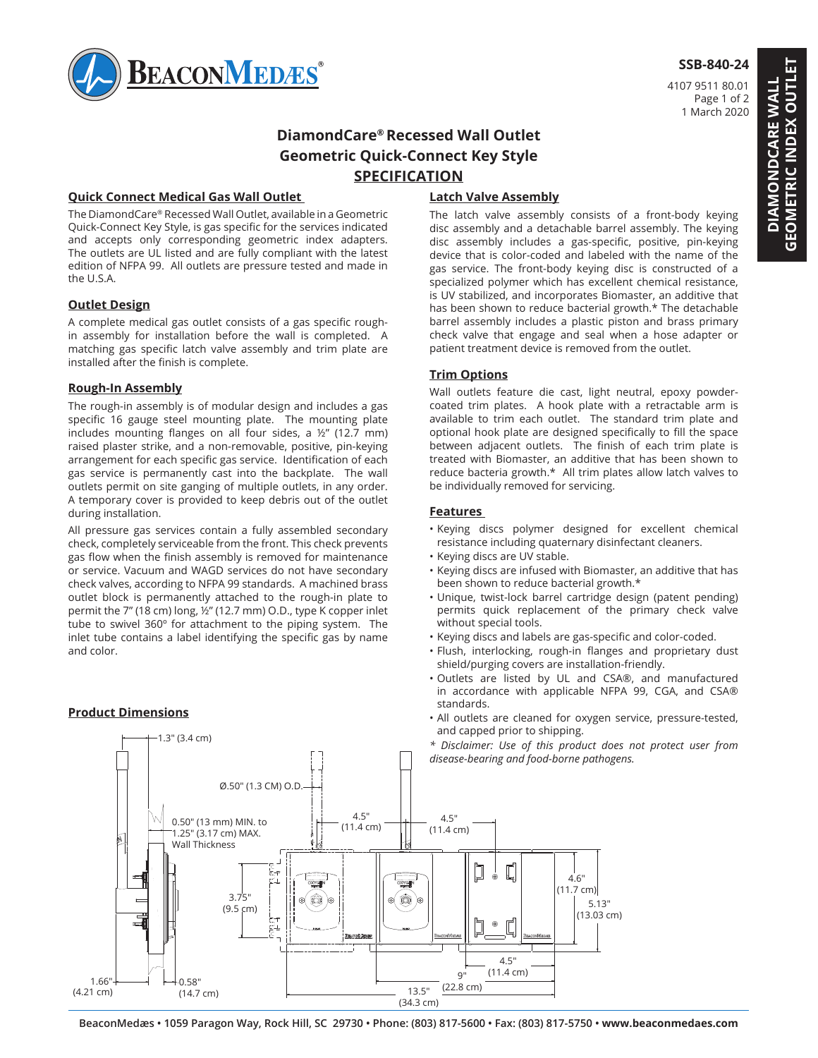SSB-840-24

4107 9511 80.01
1 March 2020

# DiamondCare® Recessed Wall Outlet
# Geometric Quick-Connect Key Style
# SPECIFICATION

## Quick Connect Medical Gas Wall Outlet

The DiamondCare® Recessed Wall Outlet, available in a Geometric Quick-Connect Key Style, is gas specific for the services indicated and accepts only corresponding geometric index adapters. The outlets are UL listed and are fully compliant with the latest edition of NFPA 99. All outlets are pressure tested and made in the U.S.A.

## Outlet Design

A complete medical gas outlet consists of a gas specific rough-in assembly for installation before the wall is completed. A matching gas specific latch valve assembly and trim plate are installed after the finish is complete.

## Rough-In Assembly

The rough-in assembly is of modular design and includes a gas specific 16 gauge steel mounting plate. The mounting plate includes mounting flanges on all four sides, a ½" (12.7 mm) raised plaster strike, and a non-removable, positive, pin-keying arrangement for each specific gas service. Identification of each gas service is permanently cast into the backplate. The wall outlets permit on site ganging of multiple outlets, in any order. A temporary cover is provided to keep debris out of the outlet during installation.

All pressure gas services contain a fully assembled secondary check, completely serviceable from the front. This check prevents gas flow when the finish assembly is removed for maintenance or service. Vacuum and WAGD services do not have secondary check valves, according to NFPA 99 standards. A machined brass outlet block is permanently attached to the rough-in plate to permit the 7" (18 cm) long, ½" (12.7 mm) O.D., type K copper inlet tube to swivel 360° for attachment to the piping system. The inlet tube contains a label identifying the specific gas by name and color.

## Latch Valve Assembly

The latch valve assembly consists of a front-body keying disc assembly and a detachable barrel assembly. The keying disc assembly includes a gas-specific, positive, pin-keying device that is color-coded and labeled with the name of the gas service. The front-body keying disc is constructed of a specialized polymer which has excellent chemical resistance, is UV stabilized, and incorporates Biomaster, an additive that has been shown to reduce bacterial growth.* The detachable barrel assembly includes a plastic piston and brass primary check valve that engage and seal when a hose adapter or patient treatment device is removed from the outlet.

## Trim Options

Wall outlets feature die cast, light neutral, epoxy powder-coated trim plates. A hook plate with a retractable arm is available to trim each outlet. The standard trim plate and optional hook plate are designed specifically to fill the space between adjacent outlets. The finish of each trim plate is treated with Biomaster, an additive that has been shown to reduce bacteria growth.* All trim plates allow latch valves to be individually removed for servicing.

## Features

- Keying discs polymer designed for excellent chemical resistance including quaternary disinfectant cleaners.
- Keying discs are UV stable.
- Keying discs are infused with Biomaster, an additive that has been shown to reduce bacterial growth.*
- Unique, twist-lock barrel cartridge design (patent pending) permits quick replacement of the primary check valve without special tools.
- Keying discs and labels are gas-specific and color-coded.
- Flush, interlocking, rough-in flanges and proprietary dust shield/purging covers are installation-friendly.
- Outlets are listed by UL and CSA®, and manufactured in accordance with applicable NFPA 99, CGA, and CSA® standards.
- All outlets are cleaned for oxygen service, pressure-tested, and capped prior to shipping.

*\* Disclaimer: Use of this product does not protect user from disease-bearing and food-borne pathogens.*

## Product Dimensions

1.3" (3.4 cm)
Ø.50" (1.3 CM) O.D.
0.50" (13 mm) MIN. to 1.25" (3.17 cm) MAX. Wall Thickness
4.5" (11.4 cm)
4.5" (11.4 cm)
3.75" (9.5 cm)
4.6" (11.7 cm)
5.13" (13.03 cm)
4.5" (11.4 cm)
9" (22.8 cm)
13.5" (34.3 cm)
1.66" (4.21 cm)
0.58" (14.7 cm)

BeaconMedæs • 1059 Paragon Way, Rock Hill, SC 29730 • Phone: (803) 817-5600 • Fax: (803) 817-5750 • www.beaconmedaes.com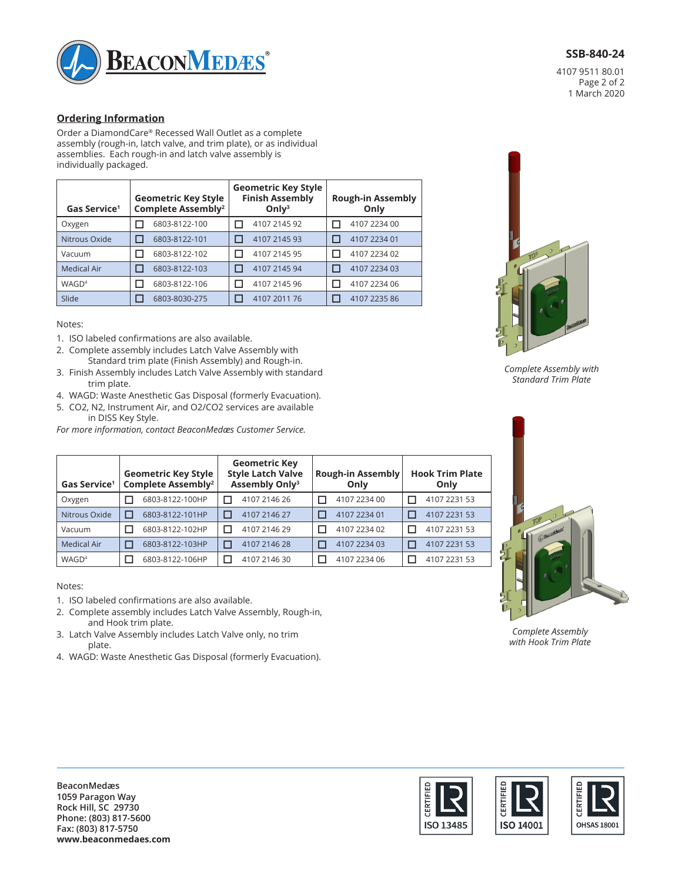## Ordering Information

Order a DiamondCare® Recessed Wall Outlet as a complete assembly (rough-in, latch valve, and trim plate), or as individual assemblies. Each rough-in and latch valve assembly is individually packaged.

| Gas Service[1] | Geometric Key Style Complete Assembly[2] | Geometric Key Style Finish Assembly Only[3] | Rough-in Assembly Only |
|---|---|---|---|
| Oxygen | ☐ 6803-8122-100 | ☐ 4107 2145 92 | ☐ 4107 2234 00 |
| Nitrous Oxide | ☐ 6803-8122-101 | ☐ 4107 2145 93 | ☐ 4107 2234 01 |
| Vacuum | ☐ 6803-8122-102 | ☐ 4107 2145 95 | ☐ 4107 2234 02 |
| Medical Air | ☐ 6803-8122-103 | ☐ 4107 2145 94 | ☐ 4107 2234 03 |
| WAGD[4] | ☐ 6803-8122-106 | ☐ 4107 2145 96 | ☐ 4107 2234 06 |
| Slide | ☐ 6803-8030-275 | ☐ 4107 2011 76 | ☐ 4107 2235 86 |

Notes:

1. ISO labeled confirmations are also available.
2. Complete assembly includes Latch Valve Assembly with Standard trim plate (Finish Assembly) and Rough-in.
3. Finish Assembly includes Latch Valve Assembly with standard trim plate.
4. WAGD: Waste Anesthetic Gas Disposal (formerly Evacuation).
5. $CO_2$, $N_2$, Instrument Air, and $O_2/CO_2$ services are available in DISS Key Style.

*For more information, contact BeaconMedæs Customer Service.*

*Complete Assembly with Standard Trim Plate*

| Gas Service[1] | Geometric Key Style Complete Assembly[2] | Geometric Key Style Latch Valve Assembly Only[3] | Rough-in Assembly Only | Hook Trim Plate Only |
|---|---|---|---|---|
| Oxygen | ☐ 6803-8122-100HP | ☐ 4107 2146 26 | ☐ 4107 2234 00 | ☐ 4107 2231 53 |
| Nitrous Oxide | ☐ 6803-8122-101HP | ☐ 4107 2146 27 | ☐ 4107 2234 01 | ☐ 4107 2231 53 |
| Vacuum | ☐ 6803-8122-102HP | ☐ 4107 2146 29 | ☐ 4107 2234 02 | ☐ 4107 2231 53 |
| Medical Air | ☐ 6803-8122-103HP | ☐ 4107 2146 28 | ☐ 4107 2234 03 | ☐ 4107 2231 53 |
| WAGD[4] | ☐ 6803-8122-106HP | ☐ 4107 2146 30 | ☐ 4107 2234 06 | ☐ 4107 2231 53 |

Notes:

1. ISO labeled confirmations are also available.
2. Complete assembly includes Latch Valve Assembly, Rough-in, and Hook trim plate.
3. Latch Valve Assembly includes Latch Valve only, no trim plate.
4. WAGD: Waste Anesthetic Gas Disposal (formerly Evacuation).

*Complete Assembly with Hook Trim Plate*

**BeaconMedæs**
**1059 Paragon Way**
**Rock Hill, SC 29730**
**Phone: (803) 817-5600**
**Fax: (803) 817-5750**
**www.beaconmedaes.com**

CERTIFIED ISO 13485 CERTIFIED ISO 14001 CERTIFIED OHSAS 18001